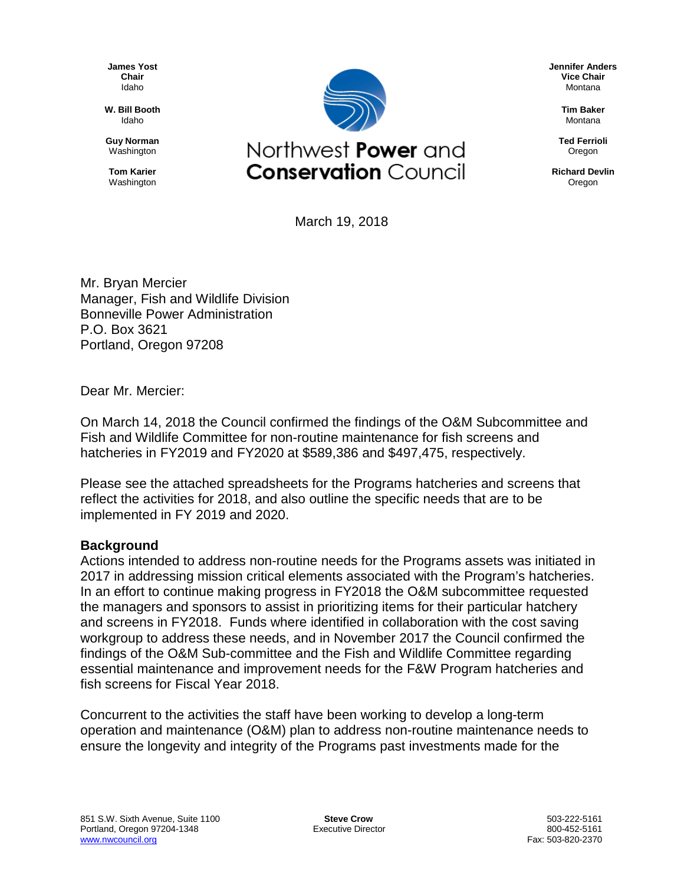James Yost
Chair
Idaho

W. Bill Booth
Idaho

Guy Norman
Washington

Tom Karier
Washington

Northwest Power and Conservation Council

Jennifer Anders
Vice Chair
Montana

Tim Baker
Montana

Ted Ferrioli
Oregon

Richard Devlin
Oregon

March 19, 2018

Mr. Bryan Mercier
Manager, Fish and Wildlife Division
Bonneville Power Administration
P.O. Box 3621
Portland, Oregon 97208

Dear Mr. Mercier:

On March 14, 2018 the Council confirmed the findings of the O&M Subcommittee and Fish and Wildlife Committee for non-routine maintenance for fish screens and hatcheries in FY2019 and FY2020 at $589,386 and $497,475, respectively.

Please see the attached spreadsheets for the Programs hatcheries and screens that reflect the activities for 2018, and also outline the specific needs that are to be implemented in FY 2019 and 2020.

**Background**

Actions intended to address non-routine needs for the Programs assets was initiated in 2017 in addressing mission critical elements associated with the Program's hatcheries. In an effort to continue making progress in FY2018 the O&M subcommittee requested the managers and sponsors to assist in prioritizing items for their particular hatchery and screens in FY2018. Funds where identified in collaboration with the cost saving workgroup to address these needs, and in November 2017 the Council confirmed the findings of the O&M Sub-committee and the Fish and Wildlife Committee regarding essential maintenance and improvement needs for the F&W Program hatcheries and fish screens for Fiscal Year 2018.

Concurrent to the activities the staff have been working to develop a long-term operation and maintenance (O&M) plan to address non-routine maintenance needs to ensure the longevity and integrity of the Programs past investments made for the

851 S.W. Sixth Avenue, Suite 1100
Portland, Oregon 97204-1348
www.nwcouncil.org

Steve Crow
Executive Director

503-222-5161
800-452-5161
Fax: 503-820-2370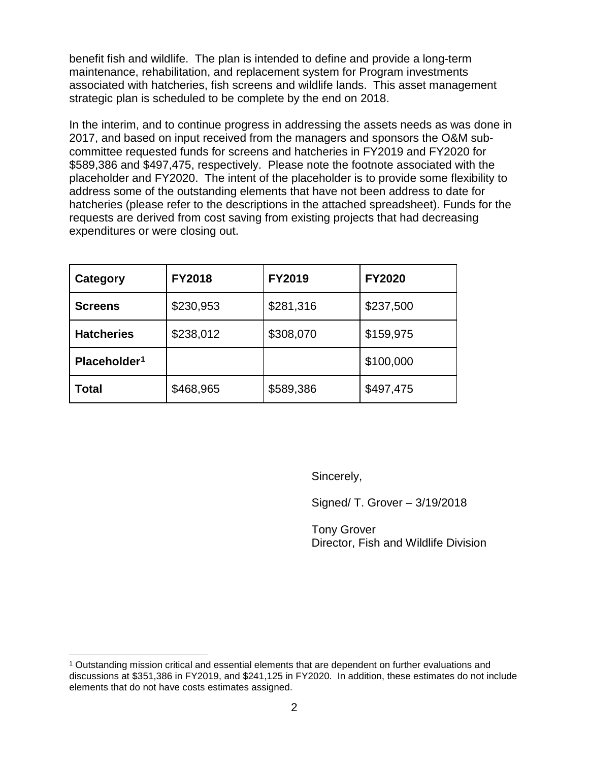benefit fish and wildlife. The plan is intended to define and provide a long-term maintenance, rehabilitation, and replacement system for Program investments associated with hatcheries, fish screens and wildlife lands. This asset management strategic plan is scheduled to be complete by the end on 2018.

In the interim, and to continue progress in addressing the assets needs as was done in 2017, and based on input received from the managers and sponsors the O&M sub-committee requested funds for screens and hatcheries in FY2019 and FY2020 for $589,386 and $497,475, respectively. Please note the footnote associated with the placeholder and FY2020. The intent of the placeholder is to provide some flexibility to address some of the outstanding elements that have not been address to date for hatcheries (please refer to the descriptions in the attached spreadsheet). Funds for the requests are derived from cost saving from existing projects that had decreasing expenditures or were closing out.

| **Category** | **FY2018** | **FY2019** | **FY2020** |
|---|---|---|---|
| **Screens** | $230,953 | $281,316 | $237,500 |
| **Hatcheries** | $238,012 | $308,070 | $159,975 |
| **Placeholder[1]** | | | $100,000 |
| **Total** | $468,965 | $589,386 | $497,475 |

Sincerely,

Signed/ T. Grover – 3/19/2018

Tony Grover
Director, Fish and Wildlife Division

[1] Outstanding mission critical and essential elements that are dependent on further evaluations and discussions at $351,386 in FY2019, and $241,125 in FY2020. In addition, these estimates do not include elements that do not have costs estimates assigned.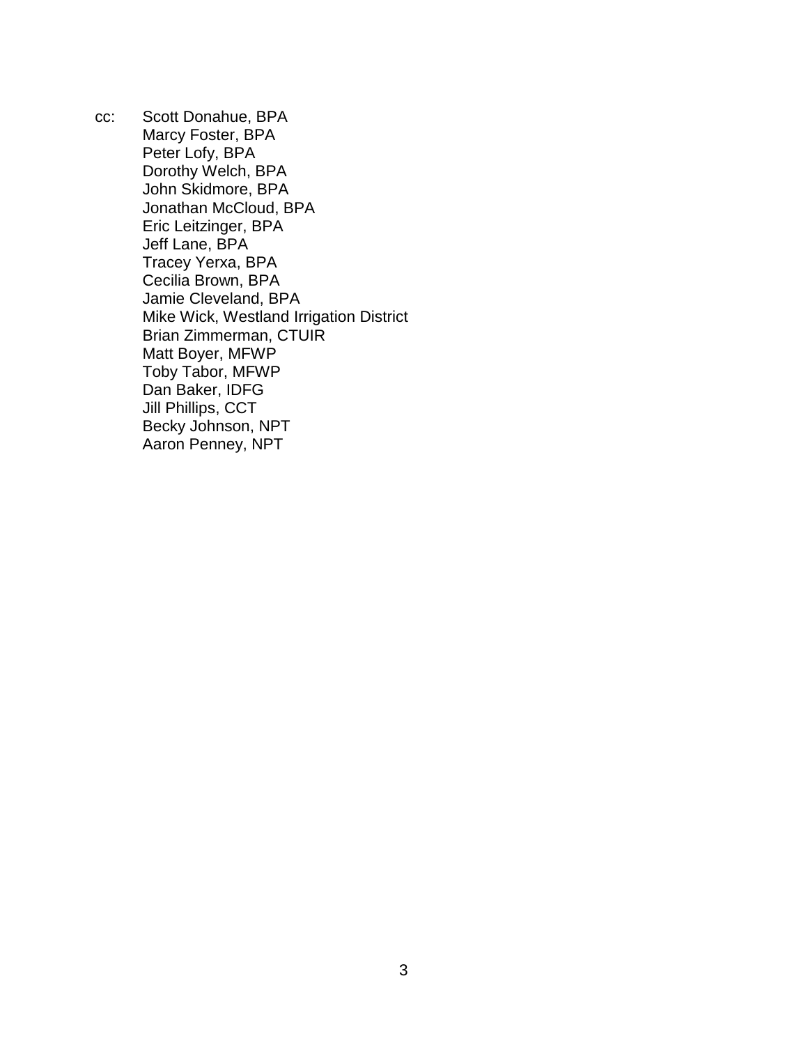cc: Scott Donahue, BPA
Marcy Foster, BPA
Peter Lofy, BPA
Dorothy Welch, BPA
John Skidmore, BPA
Jonathan McCloud, BPA
Eric Leitzinger, BPA
Jeff Lane, BPA
Tracey Yerxa, BPA
Cecilia Brown, BPA
Jamie Cleveland, BPA
Mike Wick, Westland Irrigation District
Brian Zimmerman, CTUIR
Matt Boyer, MFWP
Toby Tabor, MFWP
Dan Baker, IDFG
Jill Phillips, CCT
Becky Johnson, NPT
Aaron Penney, NPT